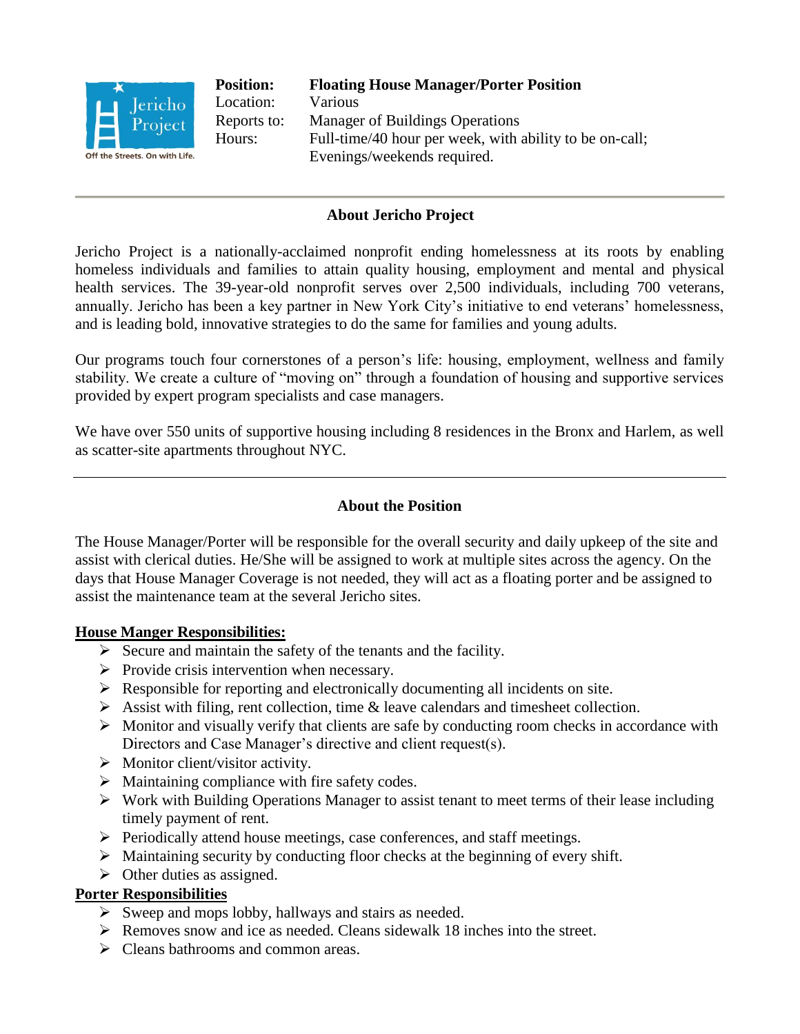Jericho Project
Off the Streets. On with Life.

| | |
|---|---|
| **Position:** | **Floating House Manager/Porter Position** |
| Location: | Various |
| Reports to: | Manager of Buildings Operations |
| Hours: | Full-time/40 hour per week, with ability to be on-call; Evenings/weekends required. |

---

## About Jericho Project

Jericho Project is a nationally-acclaimed nonprofit ending homelessness at its roots by enabling homeless individuals and families to attain quality housing, employment and mental and physical health services. The 39-year-old nonprofit serves over 2,500 individuals, including 700 veterans, annually. Jericho has been a key partner in New York City's initiative to end veterans' homelessness, and is leading bold, innovative strategies to do the same for families and young adults.

Our programs touch four cornerstones of a person's life: housing, employment, wellness and family stability. We create a culture of "moving on" through a foundation of housing and supportive services provided by expert program specialists and case managers.

We have over 550 units of supportive housing including 8 residences in the Bronx and Harlem, as well as scatter-site apartments throughout NYC.

---

## About the Position

The House Manager/Porter will be responsible for the overall security and daily upkeep of the site and assist with clerical duties. He/She will be assigned to work at multiple sites across the agency. On the days that House Manager Coverage is not needed, they will act as a floating porter and be assigned to assist the maintenance team at the several Jericho sites.

**House Manger Responsibilities:**

- Secure and maintain the safety of the tenants and the facility.
- Provide crisis intervention when necessary.
- Responsible for reporting and electronically documenting all incidents on site.
- Assist with filing, rent collection, time & leave calendars and timesheet collection.
- Monitor and visually verify that clients are safe by conducting room checks in accordance with Directors and Case Manager's directive and client request(s).
- Monitor client/visitor activity.
- Maintaining compliance with fire safety codes.
- Work with Building Operations Manager to assist tenant to meet terms of their lease including timely payment of rent.
- Periodically attend house meetings, case conferences, and staff meetings.
- Maintaining security by conducting floor checks at the beginning of every shift.
- Other duties as assigned.

**Porter Responsibilities**

- Sweep and mops lobby, hallways and stairs as needed.
- Removes snow and ice as needed. Cleans sidewalk 18 inches into the street.
- Cleans bathrooms and common areas.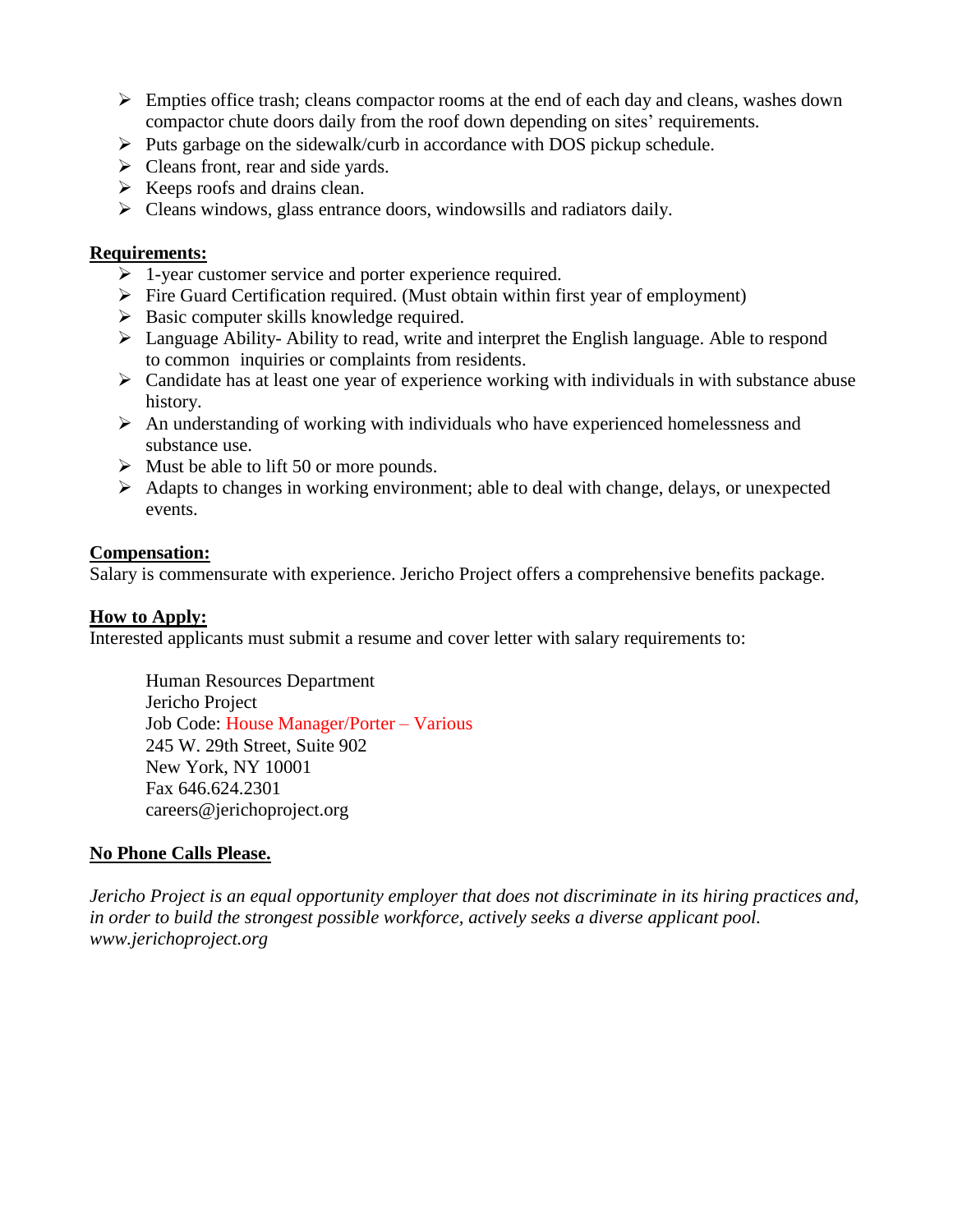- Empties office trash; cleans compactor rooms at the end of each day and cleans, washes down compactor chute doors daily from the roof down depending on sites' requirements.
- Puts garbage on the sidewalk/curb in accordance with DOS pickup schedule.
- Cleans front, rear and side yards.
- Keeps roofs and drains clean.
- Cleans windows, glass entrance doors, windowsills and radiators daily.

**Requirements:**

- 1-year customer service and porter experience required.
- Fire Guard Certification required. (Must obtain within first year of employment)
- Basic computer skills knowledge required.
- Language Ability- Ability to read, write and interpret the English language. Able to respond to common inquiries or complaints from residents.
- Candidate has at least one year of experience working with individuals in with substance abuse history.
- An understanding of working with individuals who have experienced homelessness and substance use.
- Must be able to lift 50 or more pounds.
- Adapts to changes in working environment; able to deal with change, delays, or unexpected events.

**Compensation:**

Salary is commensurate with experience. Jericho Project offers a comprehensive benefits package.

**How to Apply:**

Interested applicants must submit a resume and cover letter with salary requirements to:

Human Resources Department
Jericho Project
Job Code: House Manager/Porter – Various
245 W. 29th Street, Suite 902
New York, NY 10001
Fax 646.624.2301
careers@jerichoproject.org

**No Phone Calls Please.**

*Jericho Project is an equal opportunity employer that does not discriminate in its hiring practices and, in order to build the strongest possible workforce, actively seeks a diverse applicant pool.*
*www.jerichoproject.org*